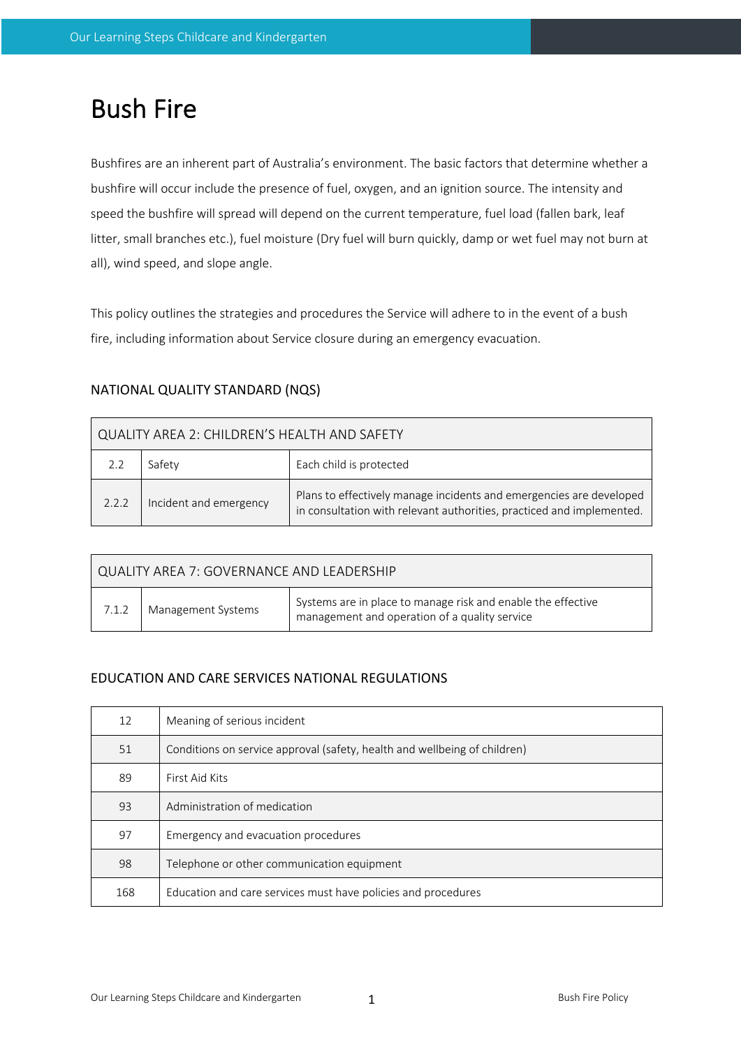# Bush Fire

Bushfires are an inherent part of Australia's environment. The basic factors that determine whether a bushfire will occur include the presence of fuel, oxygen, and an ignition source. The intensity and speed the bushfire will spread will depend on the current temperature, fuel load (fallen bark, leaf litter, small branches etc.), fuel moisture (Dry fuel will burn quickly, damp or wet fuel may not burn at all), wind speed, and slope angle.

This policy outlines the strategies and procedures the Service will adhere to in the event of a bush fire, including information about Service closure during an emergency evacuation.

## NATIONAL QUALITY STANDARD (NQS)

| QUALITY AREA 2: CHILDREN'S HEALTH AND SAFETY | | |
|---|---|---|
| 2.2 | Safety | Each child is protected |
| 2.2.2 | Incident and emergency | Plans to effectively manage incidents and emergencies are developed in consultation with relevant authorities, practiced and implemented. |

| QUALITY AREA 7: GOVERNANCE AND LEADERSHIP | | |
|---|---|---|
| 7.1.2 | Management Systems | Systems are in place to manage risk and enable the effective management and operation of a quality service |

## EDUCATION AND CARE SERVICES NATIONAL REGULATIONS

| | |
|---|---|
| 12 | Meaning of serious incident |
| 51 | Conditions on service approval (safety, health and wellbeing of children) |
| 89 | First Aid Kits |
| 93 | Administration of medication |
| 97 | Emergency and evacuation procedures |
| 98 | Telephone or other communication equipment |
| 168 | Education and care services must have policies and procedures |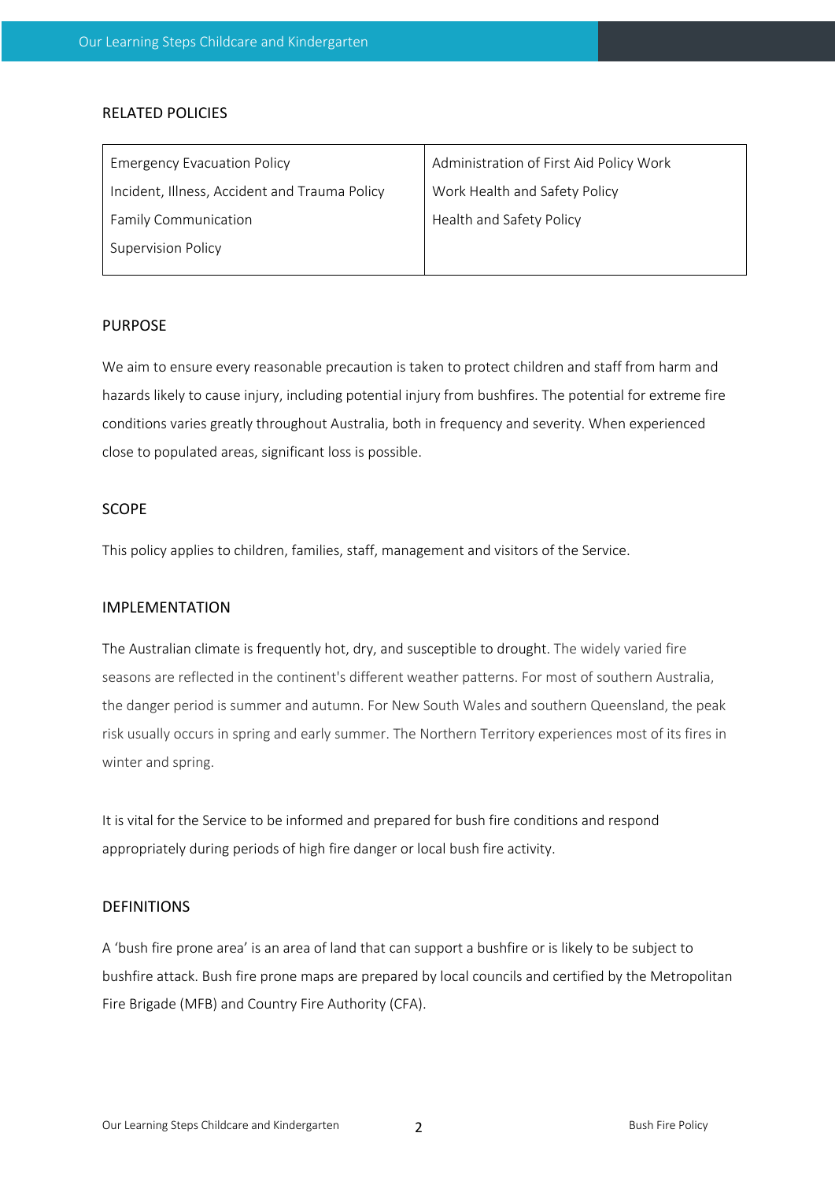## RELATED POLICIES

| | |
|---|---|
| Emergency Evacuation Policy<br>Incident, Illness, Accident and Trauma Policy<br>Family Communication<br>Supervision Policy | Administration of First Aid Policy Work<br>Work Health and Safety Policy<br>Health and Safety Policy |

## PURPOSE

We aim to ensure every reasonable precaution is taken to protect children and staff from harm and hazards likely to cause injury, including potential injury from bushfires. The potential for extreme fire conditions varies greatly throughout Australia, both in frequency and severity. When experienced close to populated areas, significant loss is possible.

## SCOPE

This policy applies to children, families, staff, management and visitors of the Service.

## IMPLEMENTATION

The Australian climate is frequently hot, dry, and susceptible to drought. The widely varied fire seasons are reflected in the continent's different weather patterns. For most of southern Australia, the danger period is summer and autumn. For New South Wales and southern Queensland, the peak risk usually occurs in spring and early summer. The Northern Territory experiences most of its fires in winter and spring.

It is vital for the Service to be informed and prepared for bush fire conditions and respond appropriately during periods of high fire danger or local bush fire activity.

## DEFINITIONS

A 'bush fire prone area' is an area of land that can support a bushfire or is likely to be subject to bushfire attack. Bush fire prone maps are prepared by local councils and certified by the Metropolitan Fire Brigade (MFB) and Country Fire Authority (CFA).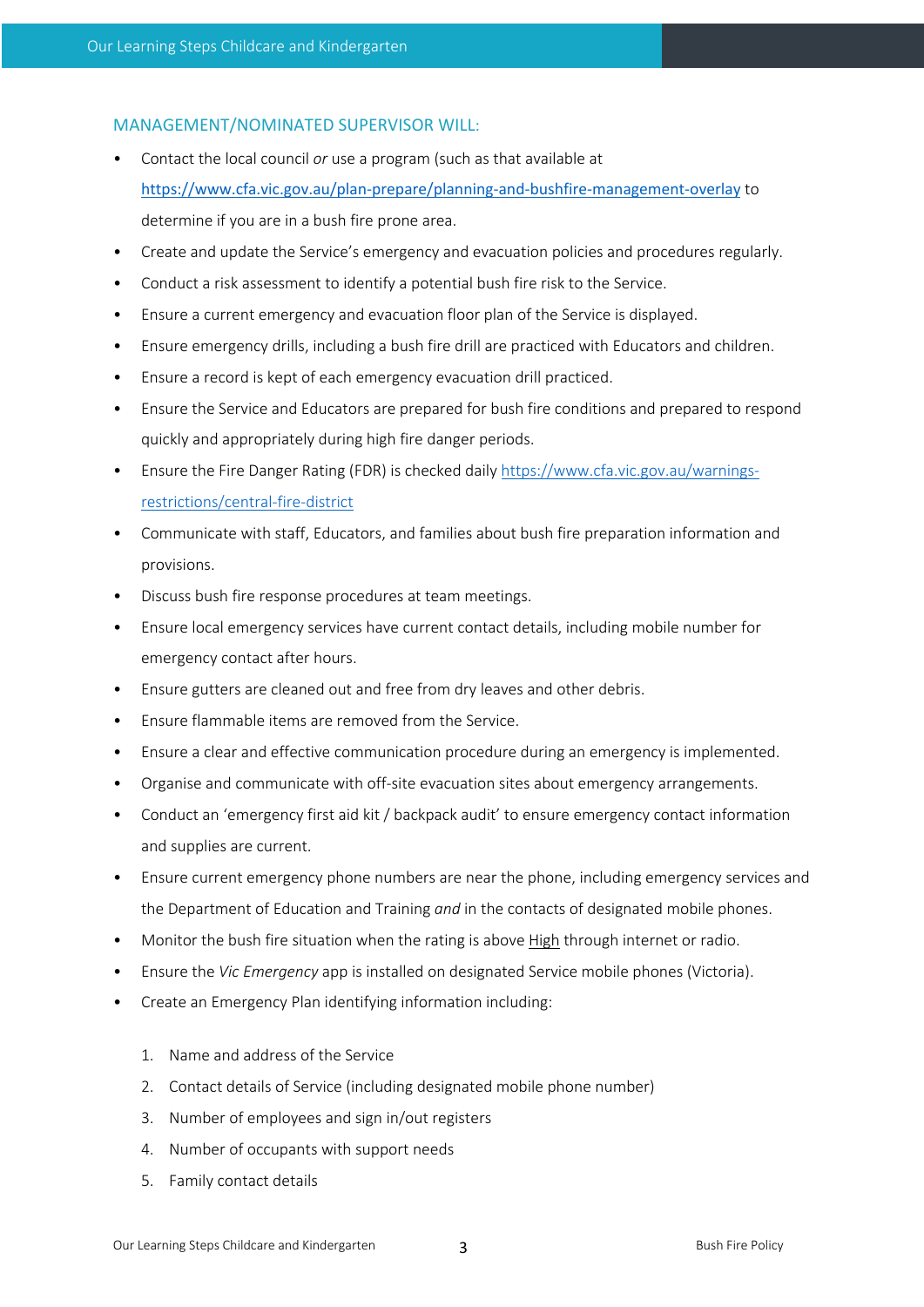## MANAGEMENT/NOMINATED SUPERVISOR WILL:

- Contact the local council *or* use a program (such as that available at [https://www.cfa.vic.gov.au/plan-prepare/planning-and-bushfire-management-overlay](https://www.cfa.vic.gov.au/plan-prepare/planning-and-bushfire-management-overlay) to determine if you are in a bush fire prone area.
- Create and update the Service's emergency and evacuation policies and procedures regularly.
- Conduct a risk assessment to identify a potential bush fire risk to the Service.
- Ensure a current emergency and evacuation floor plan of the Service is displayed.
- Ensure emergency drills, including a bush fire drill are practiced with Educators and children.
- Ensure a record is kept of each emergency evacuation drill practiced.
- Ensure the Service and Educators are prepared for bush fire conditions and prepared to respond quickly and appropriately during high fire danger periods.
- Ensure the Fire Danger Rating (FDR) is checked daily [https://www.cfa.vic.gov.au/warnings-restrictions/central-fire-district](https://www.cfa.vic.gov.au/warnings-restrictions/central-fire-district)
- Communicate with staff, Educators, and families about bush fire preparation information and provisions.
- Discuss bush fire response procedures at team meetings.
- Ensure local emergency services have current contact details, including mobile number for emergency contact after hours.
- Ensure gutters are cleaned out and free from dry leaves and other debris.
- Ensure flammable items are removed from the Service.
- Ensure a clear and effective communication procedure during an emergency is implemented.
- Organise and communicate with off-site evacuation sites about emergency arrangements.
- Conduct an 'emergency first aid kit / backpack audit' to ensure emergency contact information and supplies are current.
- Ensure current emergency phone numbers are near the phone, including emergency services and the Department of Education and Training *and* in the contacts of designated mobile phones.
- Monitor the bush fire situation when the rating is above <u>High</u> through internet or radio.
- Ensure the *Vic Emergency* app is installed on designated Service mobile phones (Victoria).
- Create an Emergency Plan identifying information including:

  1. Name and address of the Service
  2. Contact details of Service (including designated mobile phone number)
  3. Number of employees and sign in/out registers
  4. Number of occupants with support needs
  5. Family contact details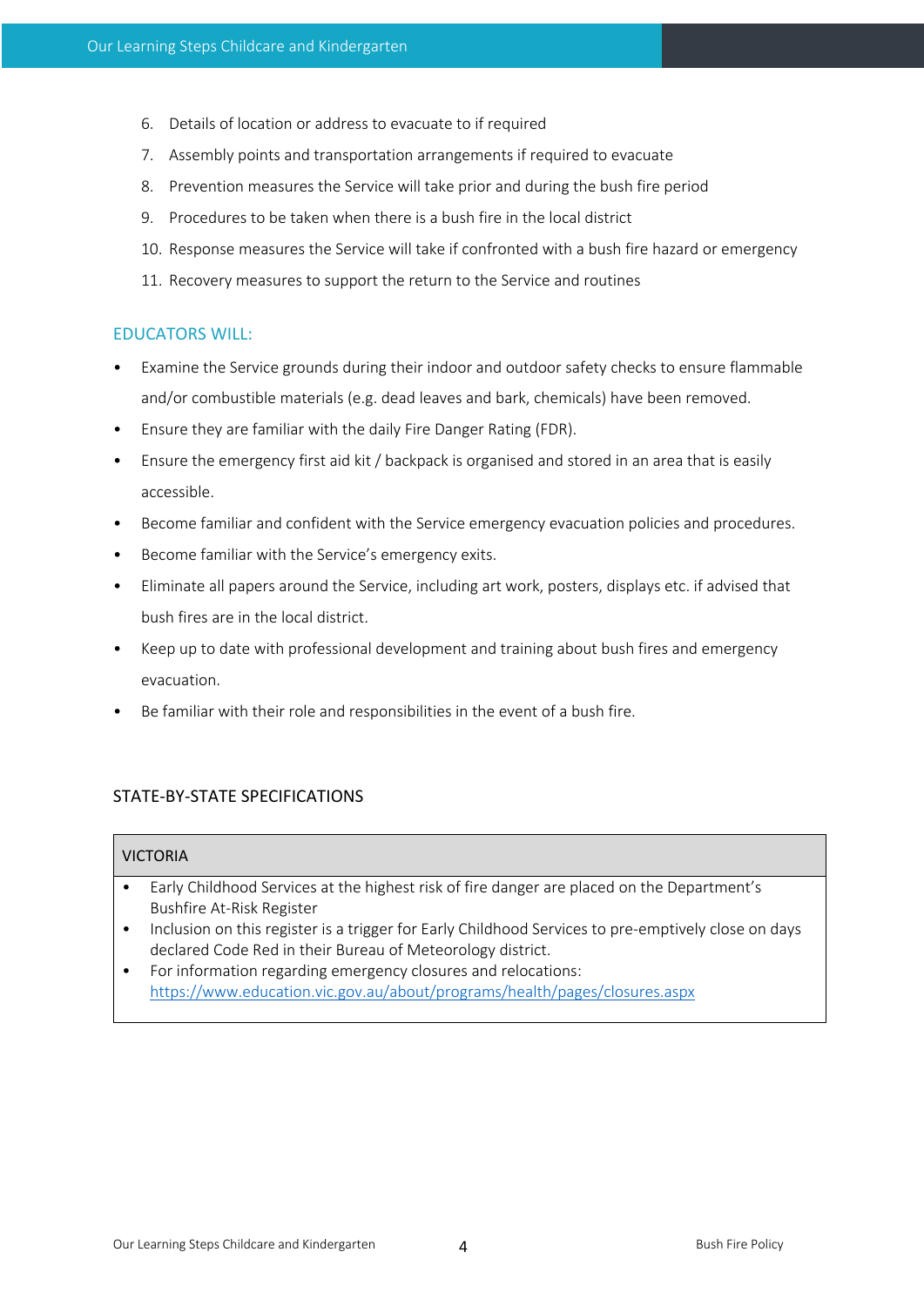6. Details of location or address to evacuate to if required
7. Assembly points and transportation arrangements if required to evacuate
8. Prevention measures the Service will take prior and during the bush fire period
9. Procedures to be taken when there is a bush fire in the local district
10. Response measures the Service will take if confronted with a bush fire hazard or emergency
11. Recovery measures to support the return to the Service and routines

### EDUCATORS WILL:

- Examine the Service grounds during their indoor and outdoor safety checks to ensure flammable and/or combustible materials (e.g. dead leaves and bark, chemicals) have been removed.
- Ensure they are familiar with the daily Fire Danger Rating (FDR).
- Ensure the emergency first aid kit / backpack is organised and stored in an area that is easily accessible.
- Become familiar and confident with the Service emergency evacuation policies and procedures.
- Become familiar with the Service's emergency exits.
- Eliminate all papers around the Service, including art work, posters, displays etc. if advised that bush fires are in the local district.
- Keep up to date with professional development and training about bush fires and emergency evacuation.
- Be familiar with their role and responsibilities in the event of a bush fire.

## STATE-BY-STATE SPECIFICATIONS

| VICTORIA |
|---|
| • Early Childhood Services at the highest risk of fire danger are placed on the Department's Bushfire At-Risk Register<br>• Inclusion on this register is a trigger for Early Childhood Services to pre-emptively close on days declared Code Red in their Bureau of Meteorology district.<br>• For information regarding emergency closures and relocations: https://www.education.vic.gov.au/about/programs/health/pages/closures.aspx |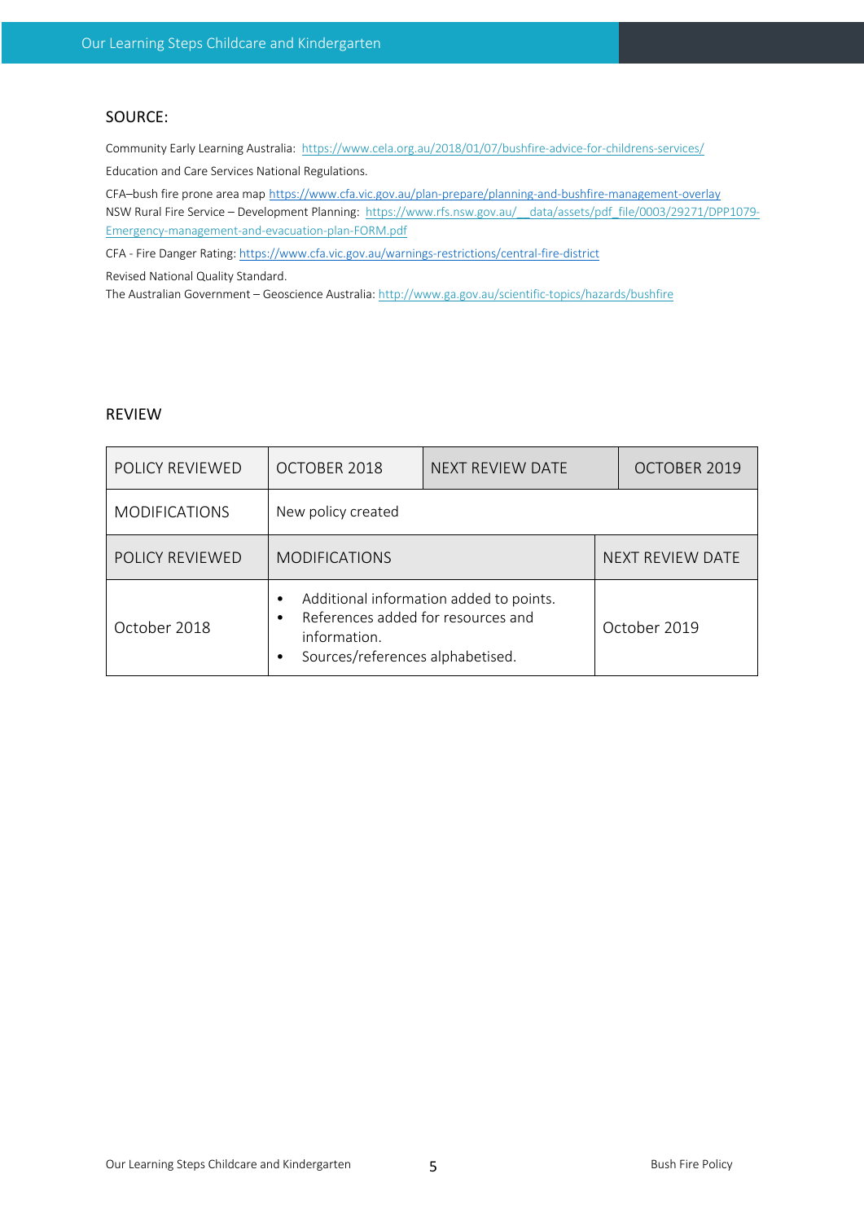## SOURCE:

Community Early Learning Australia: https://www.cela.org.au/2018/01/07/bushfire-advice-for-childrens-services/

Education and Care Services National Regulations.

CFA–bush fire prone area map https://www.cfa.vic.gov.au/plan-prepare/planning-and-bushfire-management-overlay
NSW Rural Fire Service – Development Planning: https://www.rfs.nsw.gov.au/__data/assets/pdf_file/0003/29271/DPP1079-Emergency-management-and-evacuation-plan-FORM.pdf

CFA - Fire Danger Rating: https://www.cfa.vic.gov.au/warnings-restrictions/central-fire-district

Revised National Quality Standard.
The Australian Government – Geoscience Australia: http://www.ga.gov.au/scientific-topics/hazards/bushfire

## REVIEW

| POLICY REVIEWED | OCTOBER 2018 | NEXT REVIEW DATE | OCTOBER 2019 |
|---|---|---|---|
| MODIFICATIONS | New policy created | | |

| POLICY REVIEWED | MODIFICATIONS | NEXT REVIEW DATE |
|---|---|---|
| October 2018 | • Additional information added to points.<br>• References added for resources and information.<br>• Sources/references alphabetised. | October 2019 |